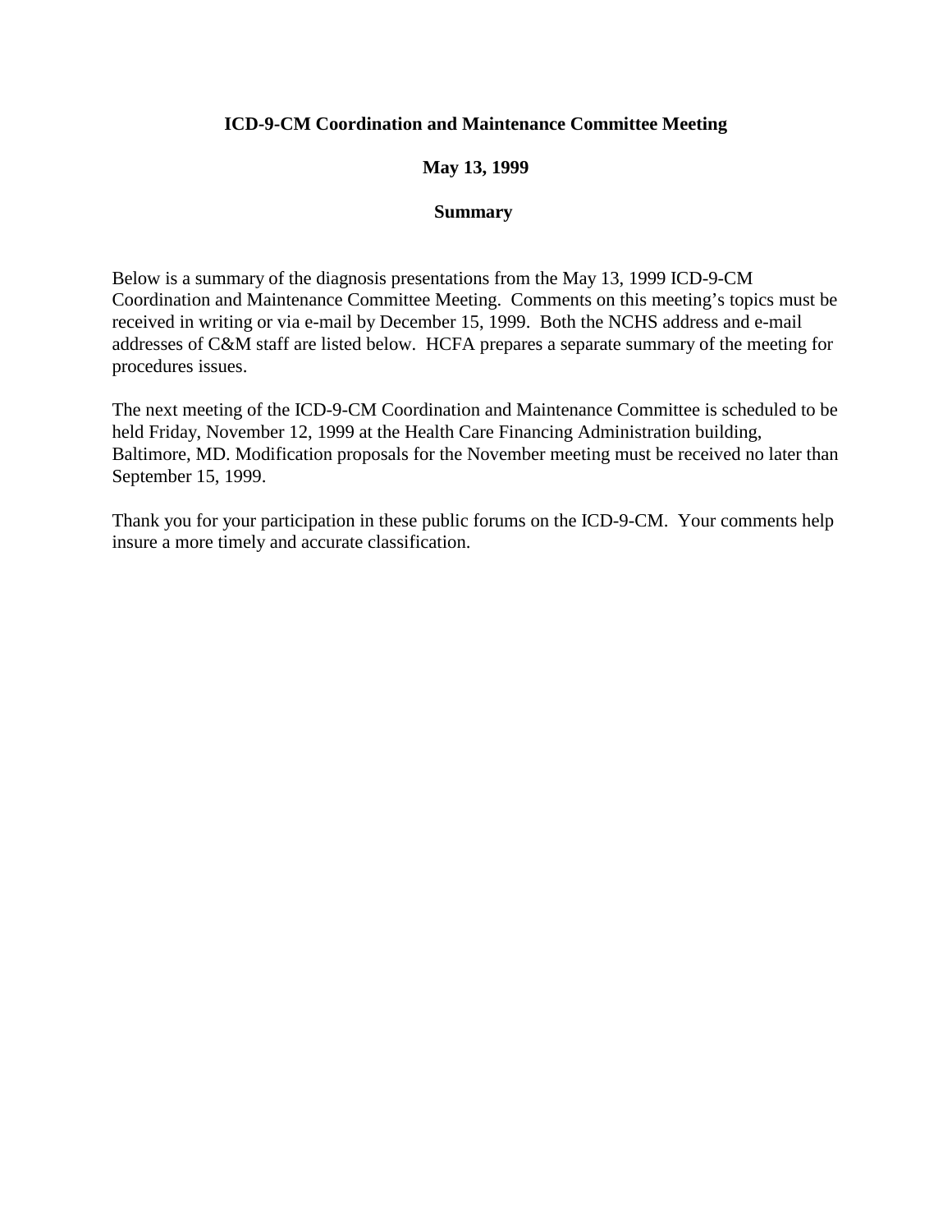**ICD-9-CM Coordination and Maintenance Committee Meeting**

**May 13, 1999**

**Summary**

Below is a summary of the diagnosis presentations from the May 13, 1999 ICD-9-CM Coordination and Maintenance Committee Meeting. Comments on this meeting's topics must be received in writing or via e-mail by December 15, 1999. Both the NCHS address and e-mail addresses of C&M staff are listed below. HCFA prepares a separate summary of the meeting for procedures issues.

The next meeting of the ICD-9-CM Coordination and Maintenance Committee is scheduled to be held Friday, November 12, 1999 at the Health Care Financing Administration building, Baltimore, MD. Modification proposals for the November meeting must be received no later than September 15, 1999.

Thank you for your participation in these public forums on the ICD-9-CM. Your comments help insure a more timely and accurate classification.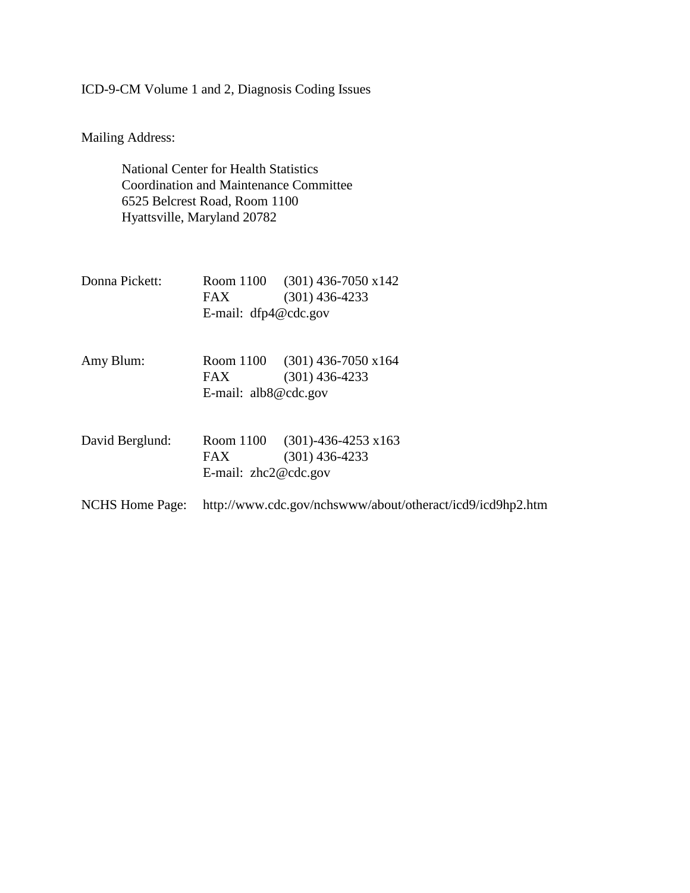ICD-9-CM Volume 1 and 2, Diagnosis Coding Issues

Mailing Address:

National Center for Health Statistics
Coordination and Maintenance Committee
6525 Belcrest Road, Room 1100
Hyattsville, Maryland 20782

Donna Pickett: Room 1100 (301) 436-7050 x142
FAX (301) 436-4233
E-mail: dfp4@cdc.gov

Amy Blum: Room 1100 (301) 436-7050 x164
FAX (301) 436-4233
E-mail: alb8@cdc.gov

David Berglund: Room 1100 (301)-436-4253 x163
FAX (301) 436-4233
E-mail: zhc2@cdc.gov

NCHS Home Page: http://www.cdc.gov/nchswww/about/otheract/icd9/icd9hp2.htm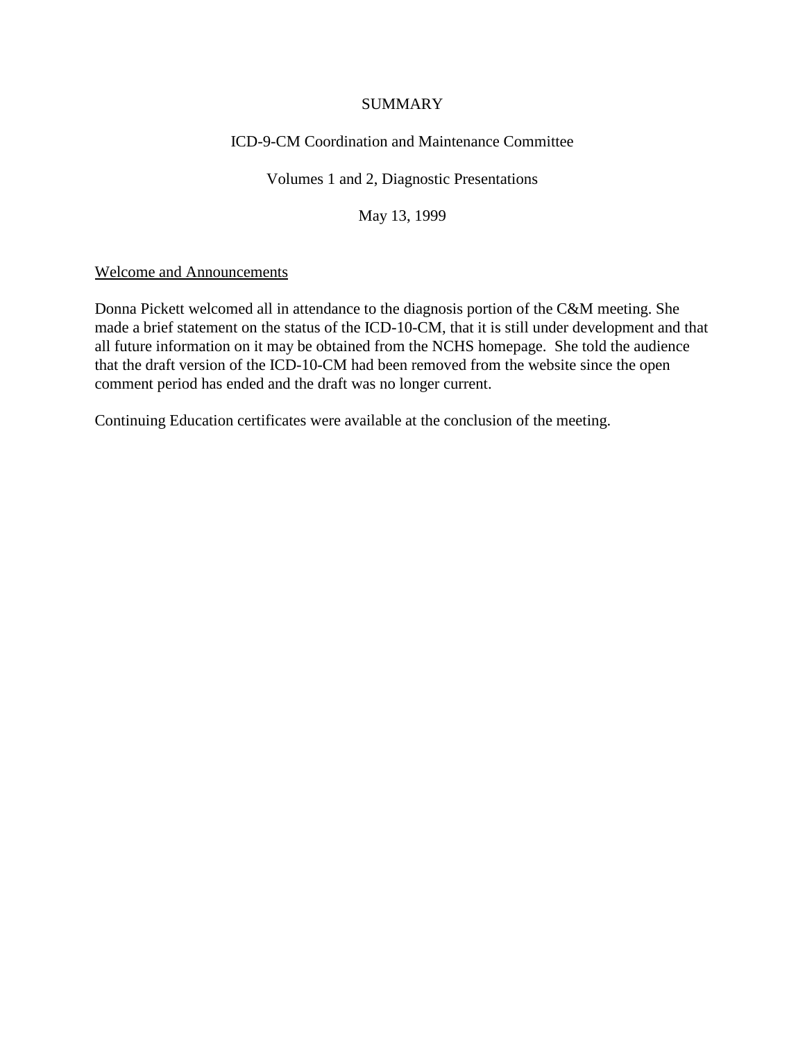SUMMARY

ICD-9-CM Coordination and Maintenance Committee

Volumes 1 and 2, Diagnostic Presentations

May 13, 1999

<u>Welcome and Announcements</u>

Donna Pickett welcomed all in attendance to the diagnosis portion of the C&M meeting. She made a brief statement on the status of the ICD-10-CM, that it is still under development and that all future information on it may be obtained from the NCHS homepage. She told the audience that the draft version of the ICD-10-CM had been removed from the website since the open comment period has ended and the draft was no longer current.

Continuing Education certificates were available at the conclusion of the meeting.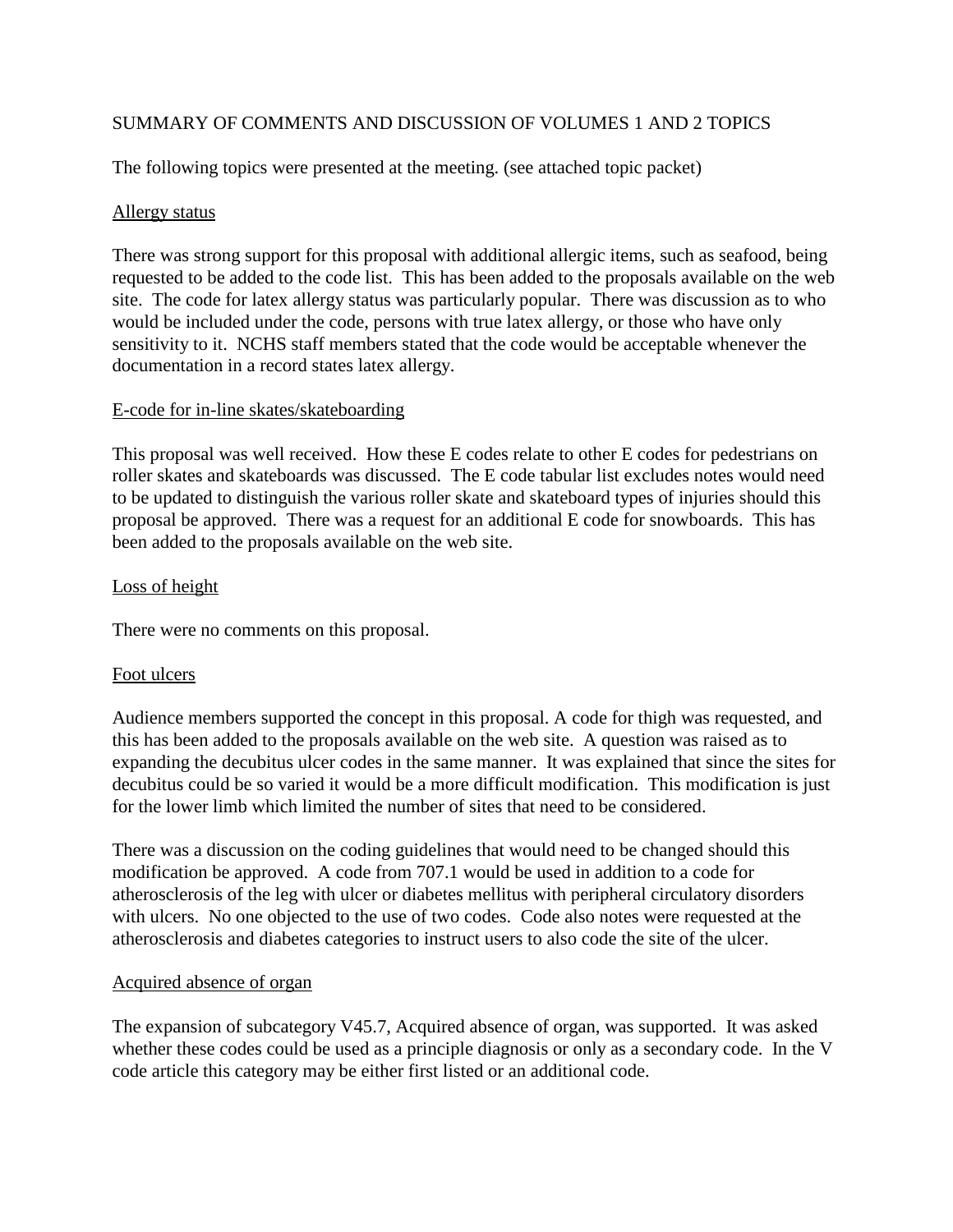SUMMARY OF COMMENTS AND DISCUSSION OF VOLUMES 1 AND 2 TOPICS

The following topics were presented at the meeting. (see attached topic packet)

<u>Allergy status</u>

There was strong support for this proposal with additional allergic items, such as seafood, being requested to be added to the code list. This has been added to the proposals available on the web site. The code for latex allergy status was particularly popular. There was discussion as to who would be included under the code, persons with true latex allergy, or those who have only sensitivity to it. NCHS staff members stated that the code would be acceptable whenever the documentation in a record states latex allergy.

<u>E-code for in-line skates/skateboarding</u>

This proposal was well received. How these E codes relate to other E codes for pedestrians on roller skates and skateboards was discussed. The E code tabular list excludes notes would need to be updated to distinguish the various roller skate and skateboard types of injuries should this proposal be approved. There was a request for an additional E code for snowboards. This has been added to the proposals available on the web site.

<u>Loss of height</u>

There were no comments on this proposal.

<u>Foot ulcers</u>

Audience members supported the concept in this proposal. A code for thigh was requested, and this has been added to the proposals available on the web site. A question was raised as to expanding the decubitus ulcer codes in the same manner. It was explained that since the sites for decubitus could be so varied it would be a more difficult modification. This modification is just for the lower limb which limited the number of sites that need to be considered.

There was a discussion on the coding guidelines that would need to be changed should this modification be approved. A code from 707.1 would be used in addition to a code for atherosclerosis of the leg with ulcer or diabetes mellitus with peripheral circulatory disorders with ulcers. No one objected to the use of two codes. Code also notes were requested at the atherosclerosis and diabetes categories to instruct users to also code the site of the ulcer.

<u>Acquired absence of organ</u>

The expansion of subcategory V45.7, Acquired absence of organ, was supported. It was asked whether these codes could be used as a principle diagnosis or only as a secondary code. In the V code article this category may be either first listed or an additional code.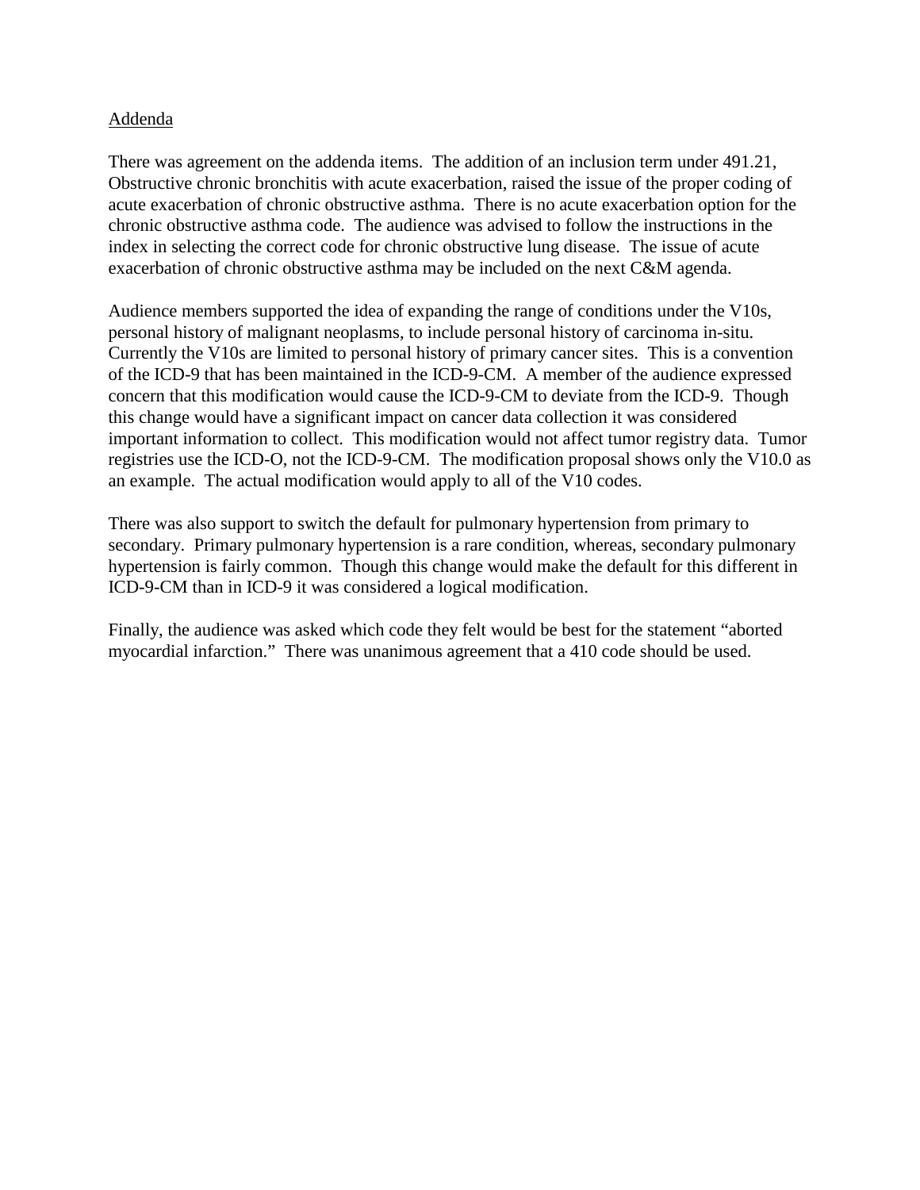<u>Addenda</u>

There was agreement on the addenda items. The addition of an inclusion term under 491.21, Obstructive chronic bronchitis with acute exacerbation, raised the issue of the proper coding of acute exacerbation of chronic obstructive asthma. There is no acute exacerbation option for the chronic obstructive asthma code. The audience was advised to follow the instructions in the index in selecting the correct code for chronic obstructive lung disease. The issue of acute exacerbation of chronic obstructive asthma may be included on the next C&M agenda.

Audience members supported the idea of expanding the range of conditions under the V10s, personal history of malignant neoplasms, to include personal history of carcinoma in-situ. Currently the V10s are limited to personal history of primary cancer sites. This is a convention of the ICD-9 that has been maintained in the ICD-9-CM. A member of the audience expressed concern that this modification would cause the ICD-9-CM to deviate from the ICD-9. Though this change would have a significant impact on cancer data collection it was considered important information to collect. This modification would not affect tumor registry data. Tumor registries use the ICD-O, not the ICD-9-CM. The modification proposal shows only the V10.0 as an example. The actual modification would apply to all of the V10 codes.

There was also support to switch the default for pulmonary hypertension from primary to secondary. Primary pulmonary hypertension is a rare condition, whereas, secondary pulmonary hypertension is fairly common. Though this change would make the default for this different in ICD-9-CM than in ICD-9 it was considered a logical modification.

Finally, the audience was asked which code they felt would be best for the statement "aborted myocardial infarction." There was unanimous agreement that a 410 code should be used.